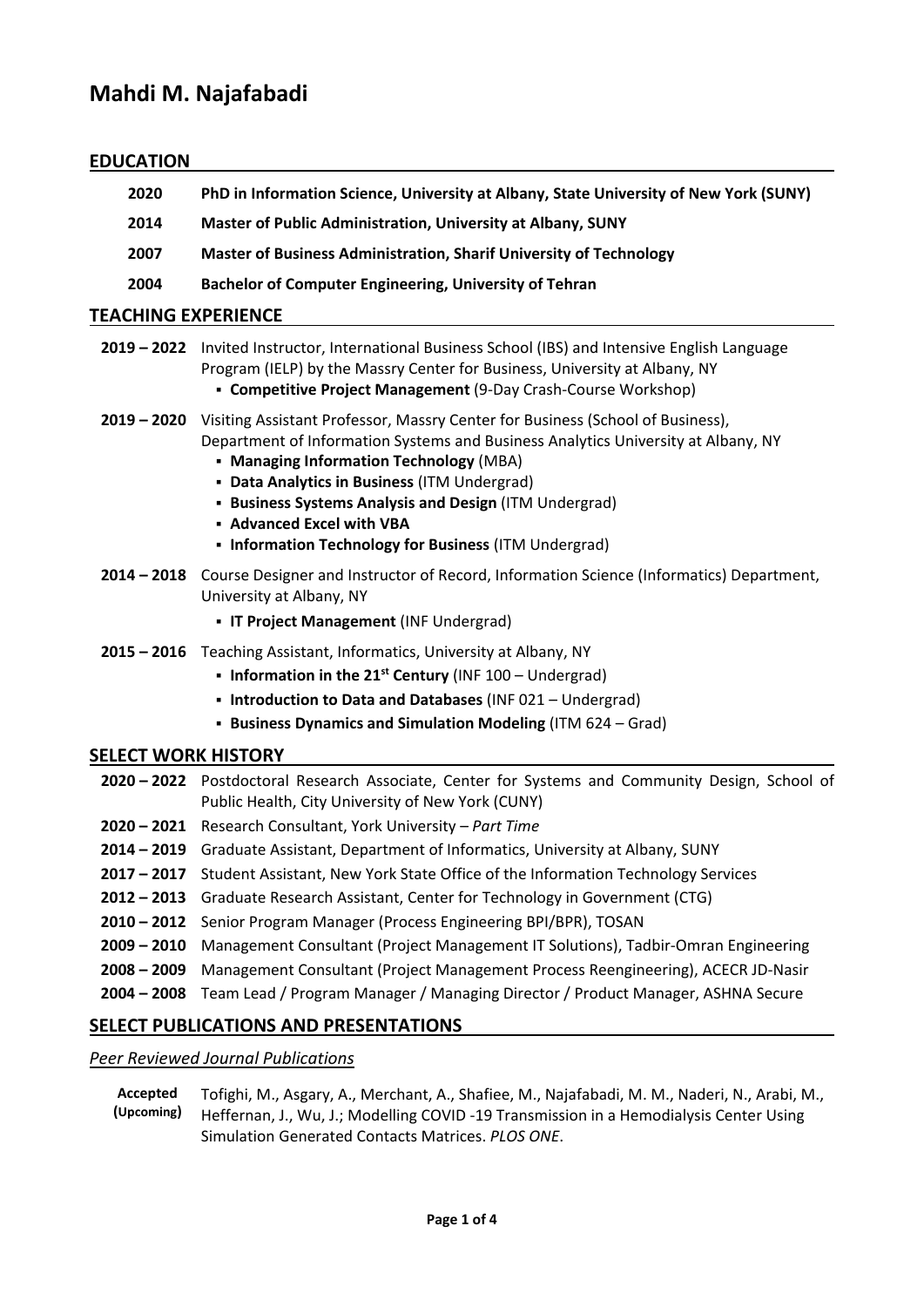# Mahdi M. Najafabadi

## EDUCATION

**2020** **PhD in Information Science, University at Albany, State University of New York (SUNY)**

**2014** **Master of Public Administration, University at Albany, SUNY**

**2007** **Master of Business Administration, Sharif University of Technology**

**2004** **Bachelor of Computer Engineering, University of Tehran**

## TEACHING EXPERIENCE

**2019 – 2022** Invited Instructor, International Business School (IBS) and Intensive English Language Program (IELP) by the Massry Center for Business, University at Albany, NY

- **Competitive Project Management** (9-Day Crash-Course Workshop)

**2019 – 2020** Visiting Assistant Professor, Massry Center for Business (School of Business), Department of Information Systems and Business Analytics University at Albany, NY

- **Managing Information Technology** (MBA)
- **Data Analytics in Business** (ITM Undergrad)
- **Business Systems Analysis and Design** (ITM Undergrad)
- **Advanced Excel with VBA**
- **Information Technology for Business** (ITM Undergrad)

**2014 – 2018** Course Designer and Instructor of Record, Information Science (Informatics) Department, University at Albany, NY

- **IT Project Management** (INF Undergrad)

**2015 – 2016** Teaching Assistant, Informatics, University at Albany, NY

- **Information in the 21st Century** (INF 100 – Undergrad)
- **Introduction to Data and Databases** (INF 021 – Undergrad)
- **Business Dynamics and Simulation Modeling** (ITM 624 – Grad)

## SELECT WORK HISTORY

**2020 – 2022** Postdoctoral Research Associate, Center for Systems and Community Design, School of Public Health, City University of New York (CUNY)

**2020 – 2021** Research Consultant, York University – *Part Time*

**2014 – 2019** Graduate Assistant, Department of Informatics, University at Albany, SUNY

**2017 – 2017** Student Assistant, New York State Office of the Information Technology Services

**2012 – 2013** Graduate Research Assistant, Center for Technology in Government (CTG)

**2010 – 2012** Senior Program Manager (Process Engineering BPI/BPR), TOSAN

**2009 – 2010** Management Consultant (Project Management IT Solutions), Tadbir-Omran Engineering

**2008 – 2009** Management Consultant (Project Management Process Reengineering), ACECR JD-Nasir

**2004 – 2008** Team Lead / Program Manager / Managing Director / Product Manager, ASHNA Secure

## SELECT PUBLICATIONS AND PRESENTATIONS

*Peer Reviewed Journal Publications*

**Accepted (Upcoming)** Tofighi, M., Asgary, A., Merchant, A., Shafiee, M., Najafabadi, M. M., Naderi, N., Arabi, M., Heffernan, J., Wu, J.; Modelling COVID -19 Transmission in a Hemodialysis Center Using Simulation Generated Contacts Matrices. *PLOS ONE*.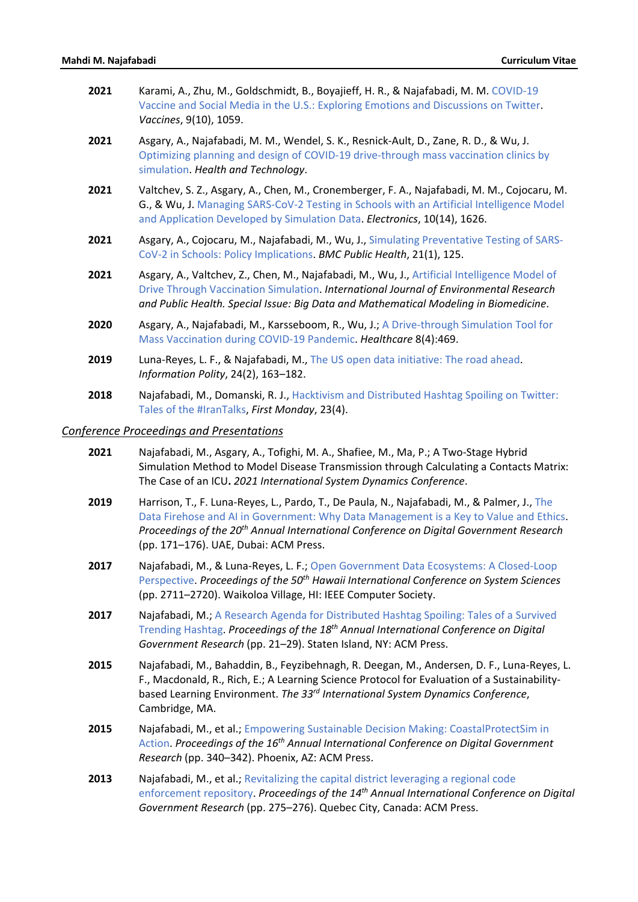**2021** Karami, A., Zhu, M., Goldschmidt, B., Boyajieff, H. R., & Najafabadi, M. M. COVID-19 Vaccine and Social Media in the U.S.: Exploring Emotions and Discussions on Twitter. *Vaccines*, 9(10), 1059.

**2021** Asgary, A., Najafabadi, M. M., Wendel, S. K., Resnick-Ault, D., Zane, R. D., & Wu, J. Optimizing planning and design of COVID-19 drive-through mass vaccination clinics by simulation. *Health and Technology*.

**2021** Valtchev, S. Z., Asgary, A., Chen, M., Cronemberger, F. A., Najafabadi, M. M., Cojocaru, M. G., & Wu, J. Managing SARS-CoV-2 Testing in Schools with an Artificial Intelligence Model and Application Developed by Simulation Data. *Electronics*, 10(14), 1626.

**2021** Asgary, A., Cojocaru, M., Najafabadi, M., Wu, J., Simulating Preventative Testing of SARS-CoV-2 in Schools: Policy Implications. *BMC Public Health*, 21(1), 125.

**2021** Asgary, A., Valtchev, Z., Chen, M., Najafabadi, M., Wu, J., Artificial Intelligence Model of Drive Through Vaccination Simulation. *International Journal of Environmental Research and Public Health. Special Issue: Big Data and Mathematical Modeling in Biomedicine*.

**2020** Asgary, A., Najafabadi, M., Karsseboom, R., Wu, J.; A Drive-through Simulation Tool for Mass Vaccination during COVID-19 Pandemic. *Healthcare* 8(4):469.

**2019** Luna-Reyes, L. F., & Najafabadi, M., The US open data initiative: The road ahead. *Information Polity*, 24(2), 163–182.

**2018** Najafabadi, M., Domanski, R. J., Hacktivism and Distributed Hashtag Spoiling on Twitter: Tales of the #IranTalks, *First Monday*, 23(4).

*Conference Proceedings and Presentations*

**2021** Najafabadi, M., Asgary, A., Tofighi, M. A., Shafiee, M., Ma, P.; A Two-Stage Hybrid Simulation Method to Model Disease Transmission through Calculating a Contacts Matrix: The Case of an ICU. *2021 International System Dynamics Conference*.

**2019** Harrison, T., F. Luna-Reyes, L., Pardo, T., De Paula, N., Najafabadi, M., & Palmer, J., The Data Firehose and AI in Government: Why Data Management is a Key to Value and Ethics. *Proceedings of the 20th Annual International Conference on Digital Government Research* (pp. 171–176). UAE, Dubai: ACM Press.

**2017** Najafabadi, M., & Luna-Reyes, L. F.; Open Government Data Ecosystems: A Closed-Loop Perspective. *Proceedings of the 50th Hawaii International Conference on System Sciences* (pp. 2711–2720). Waikoloa Village, HI: IEEE Computer Society.

**2017** Najafabadi, M.; A Research Agenda for Distributed Hashtag Spoiling: Tales of a Survived Trending Hashtag. *Proceedings of the 18th Annual International Conference on Digital Government Research* (pp. 21–29). Staten Island, NY: ACM Press.

**2015** Najafabadi, M., Bahaddin, B., Feyzibehnagh, R. Deegan, M., Andersen, D. F., Luna-Reyes, L. F., Macdonald, R., Rich, E.; A Learning Science Protocol for Evaluation of a Sustainability-based Learning Environment. *The 33rd International System Dynamics Conference*, Cambridge, MA.

**2015** Najafabadi, M., et al.; Empowering Sustainable Decision Making: CoastalProtectSim in Action. *Proceedings of the 16th Annual International Conference on Digital Government Research* (pp. 340–342). Phoenix, AZ: ACM Press.

**2013** Najafabadi, M., et al.; Revitalizing the capital district leveraging a regional code enforcement repository. *Proceedings of the 14th Annual International Conference on Digital Government Research* (pp. 275–276). Quebec City, Canada: ACM Press.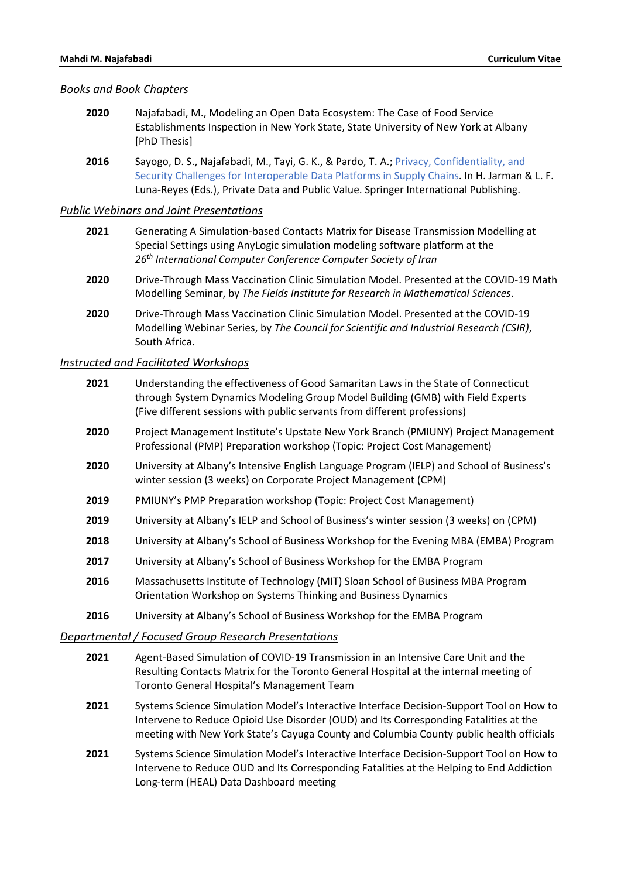## *Books and Book Chapters*

**2020** Najafabadi, M., Modeling an Open Data Ecosystem: The Case of Food Service Establishments Inspection in New York State, State University of New York at Albany [PhD Thesis]

**2016** Sayogo, D. S., Najafabadi, M., Tayi, G. K., & Pardo, T. A.; Privacy, Confidentiality, and Security Challenges for Interoperable Data Platforms in Supply Chains. In H. Jarman & L. F. Luna-Reyes (Eds.), Private Data and Public Value. Springer International Publishing.

## *Public Webinars and Joint Presentations*

**2021** Generating A Simulation-based Contacts Matrix for Disease Transmission Modelling at Special Settings using AnyLogic simulation modeling software platform at the *26th International Computer Conference Computer Society of Iran*

**2020** Drive-Through Mass Vaccination Clinic Simulation Model. Presented at the COVID-19 Math Modelling Seminar, by *The Fields Institute for Research in Mathematical Sciences*.

**2020** Drive-Through Mass Vaccination Clinic Simulation Model. Presented at the COVID-19 Modelling Webinar Series, by *The Council for Scientific and Industrial Research (CSIR)*, South Africa.

## *Instructed and Facilitated Workshops*

**2021** Understanding the effectiveness of Good Samaritan Laws in the State of Connecticut through System Dynamics Modeling Group Model Building (GMB) with Field Experts (Five different sessions with public servants from different professions)

**2020** Project Management Institute's Upstate New York Branch (PMIUNY) Project Management Professional (PMP) Preparation workshop (Topic: Project Cost Management)

**2020** University at Albany's Intensive English Language Program (IELP) and School of Business's winter session (3 weeks) on Corporate Project Management (CPM)

**2019** PMIUNY's PMP Preparation workshop (Topic: Project Cost Management)

**2019** University at Albany's IELP and School of Business's winter session (3 weeks) on (CPM)

**2018** University at Albany's School of Business Workshop for the Evening MBA (EMBA) Program

**2017** University at Albany's School of Business Workshop for the EMBA Program

**2016** Massachusetts Institute of Technology (MIT) Sloan School of Business MBA Program Orientation Workshop on Systems Thinking and Business Dynamics

**2016** University at Albany's School of Business Workshop for the EMBA Program

## *Departmental / Focused Group Research Presentations*

**2021** Agent-Based Simulation of COVID-19 Transmission in an Intensive Care Unit and the Resulting Contacts Matrix for the Toronto General Hospital at the internal meeting of Toronto General Hospital's Management Team

**2021** Systems Science Simulation Model's Interactive Interface Decision-Support Tool on How to Intervene to Reduce Opioid Use Disorder (OUD) and Its Corresponding Fatalities at the meeting with New York State's Cayuga County and Columbia County public health officials

**2021** Systems Science Simulation Model's Interactive Interface Decision-Support Tool on How to Intervene to Reduce OUD and Its Corresponding Fatalities at the Helping to End Addiction Long-term (HEAL) Data Dashboard meeting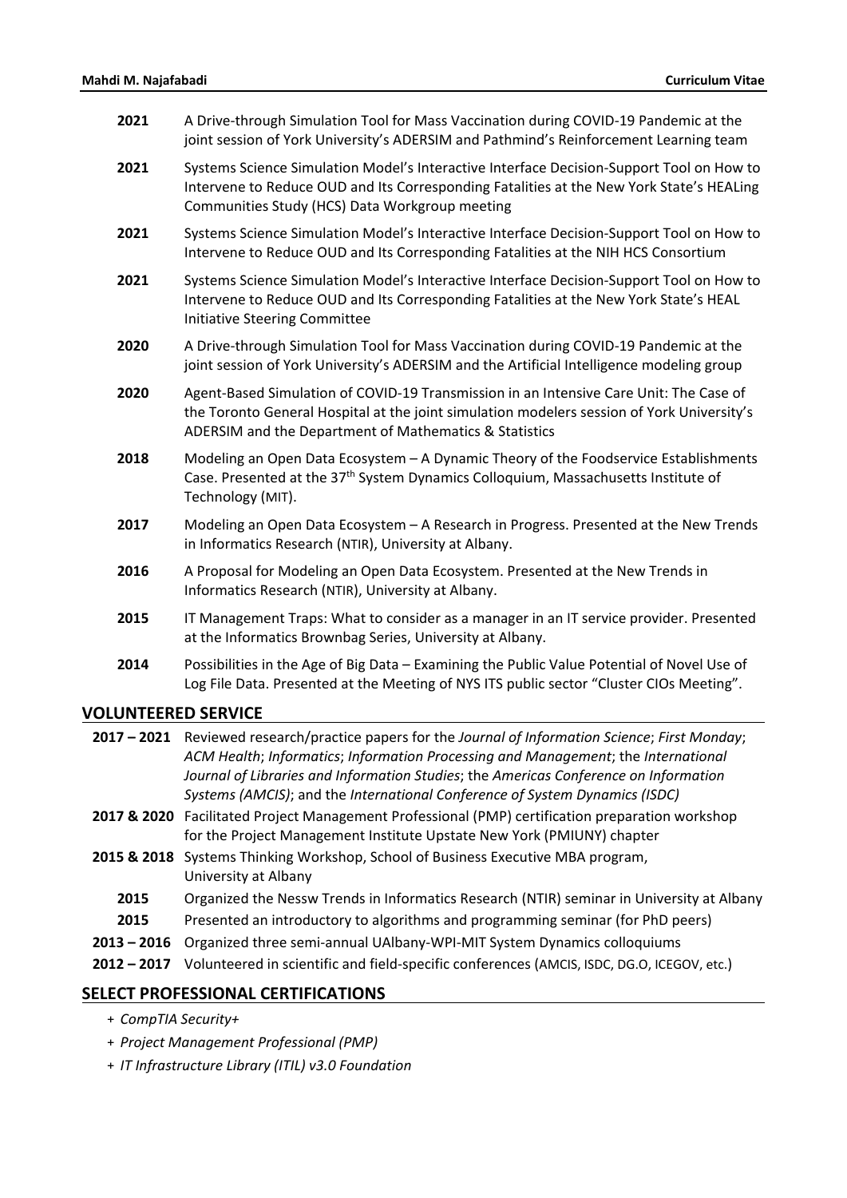**2021** A Drive-through Simulation Tool for Mass Vaccination during COVID-19 Pandemic at the joint session of York University's ADERSIM and Pathmind's Reinforcement Learning team

**2021** Systems Science Simulation Model's Interactive Interface Decision-Support Tool on How to Intervene to Reduce OUD and Its Corresponding Fatalities at the New York State's HEALing Communities Study (HCS) Data Workgroup meeting

**2021** Systems Science Simulation Model's Interactive Interface Decision-Support Tool on How to Intervene to Reduce OUD and Its Corresponding Fatalities at the NIH HCS Consortium

**2021** Systems Science Simulation Model's Interactive Interface Decision-Support Tool on How to Intervene to Reduce OUD and Its Corresponding Fatalities at the New York State's HEAL Initiative Steering Committee

**2020** A Drive-through Simulation Tool for Mass Vaccination during COVID-19 Pandemic at the joint session of York University's ADERSIM and the Artificial Intelligence modeling group

**2020** Agent-Based Simulation of COVID-19 Transmission in an Intensive Care Unit: The Case of the Toronto General Hospital at the joint simulation modelers session of York University's ADERSIM and the Department of Mathematics & Statistics

**2018** Modeling an Open Data Ecosystem – A Dynamic Theory of the Foodservice Establishments Case. Presented at the 37th System Dynamics Colloquium, Massachusetts Institute of Technology (MIT).

**2017** Modeling an Open Data Ecosystem – A Research in Progress. Presented at the New Trends in Informatics Research (NTIR), University at Albany.

**2016** A Proposal for Modeling an Open Data Ecosystem. Presented at the New Trends in Informatics Research (NTIR), University at Albany.

**2015** IT Management Traps: What to consider as a manager in an IT service provider. Presented at the Informatics Brownbag Series, University at Albany.

**2014** Possibilities in the Age of Big Data – Examining the Public Value Potential of Novel Use of Log File Data. Presented at the Meeting of NYS ITS public sector "Cluster CIOs Meeting".

## VOLUNTEERED SERVICE

**2017 – 2021** Reviewed research/practice papers for the *Journal of Information Science*; *First Monday*; *ACM Health*; *Informatics*; *Information Processing and Management*; the *International Journal of Libraries and Information Studies*; the *Americas Conference on Information Systems (AMCIS)*; and the *International Conference of System Dynamics (ISDC)*

**2017 & 2020** Facilitated Project Management Professional (PMP) certification preparation workshop for the Project Management Institute Upstate New York (PMIUNY) chapter

**2015 & 2018** Systems Thinking Workshop, School of Business Executive MBA program, University at Albany

**2015** Organized the Nessw Trends in Informatics Research (NTIR) seminar in University at Albany

**2015** Presented an introductory to algorithms and programming seminar (for PhD peers)

**2013 – 2016** Organized three semi-annual UAlbany-WPI-MIT System Dynamics colloquiums

**2012 – 2017** Volunteered in scientific and field-specific conferences (AMCIS, ISDC, DG.O, ICEGOV, etc.)

## SELECT PROFESSIONAL CERTIFICATIONS

+ *CompTIA Security+*
+ *Project Management Professional (PMP)*
+ *IT Infrastructure Library (ITIL) v3.0 Foundation*